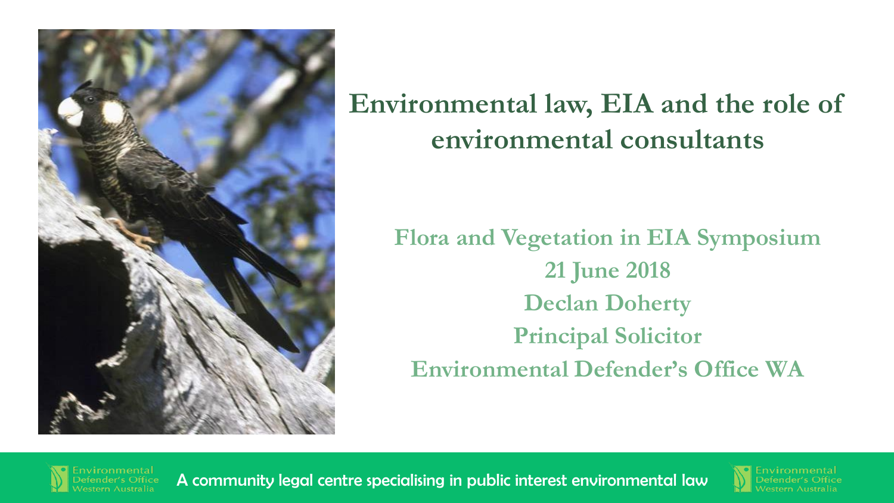# Environmental law, EIA and the role of environmental consultants

**Flora and Vegetation in EIA Symposium**
**21 June 2018**
**Declan Doherty**
**Principal Solicitor**
**Environmental Defender's Office WA**

A community legal centre specialising in public interest environmental law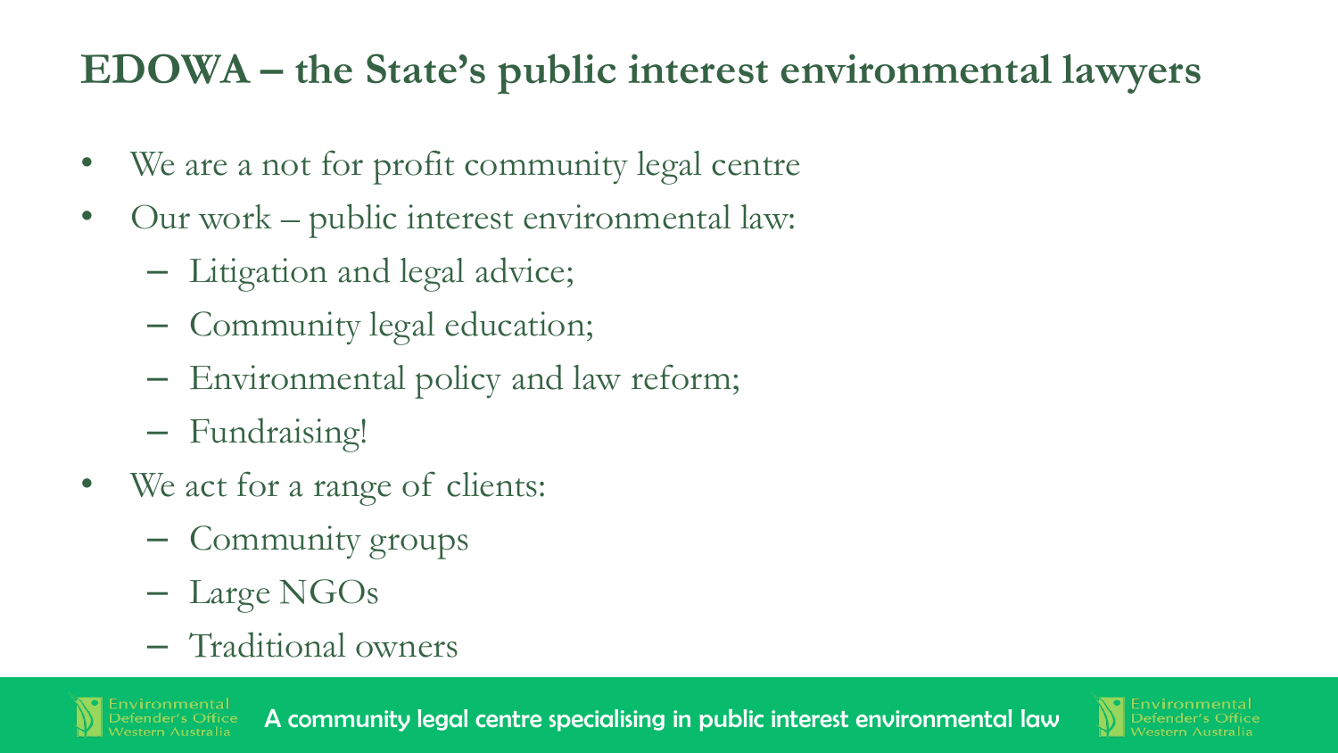# EDOWA – the State's public interest environmental lawyers

- We are a not for profit community legal centre
- Our work – public interest environmental law:
  - Litigation and legal advice;
  - Community legal education;
  - Environmental policy and law reform;
  - Fundraising!
- We act for a range of clients:
  - Community groups
  - Large NGOs
  - Traditional owners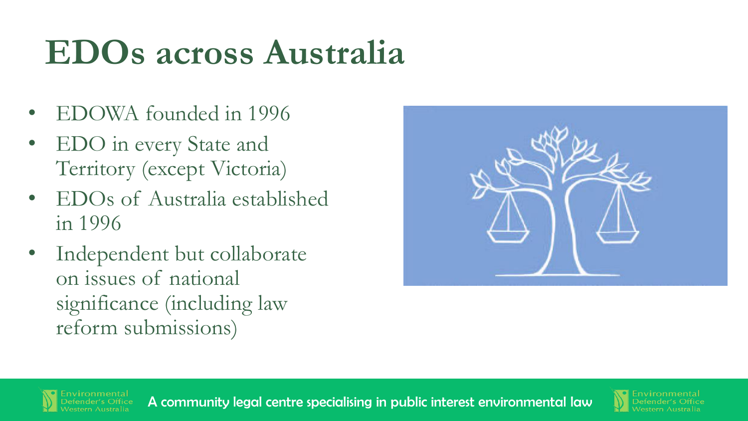# EDOs across Australia

- EDOWA founded in 1996
- EDO in every State and Territory (except Victoria)
- EDOs of Australia established in 1996
- Independent but collaborate on issues of national significance (including law reform submissions)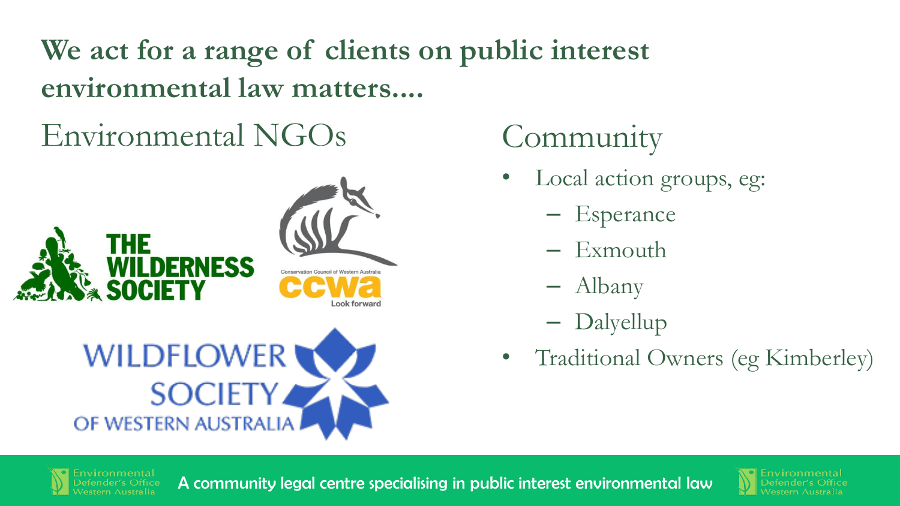# We act for a range of clients on public interest environmental law matters....

## Environmental NGOs

THE WILDERNESS SOCIETY

Conservation Council of Western Australia
ccwa
Look forward

WILDFLOWER SOCIETY OF WESTERN AUSTRALIA

## Community

- Local action groups, eg:
  - Esperance
  - Exmouth
  - Albany
  - Dalyellup
- Traditional Owners (eg Kimberley)

A community legal centre specialising in public interest environmental law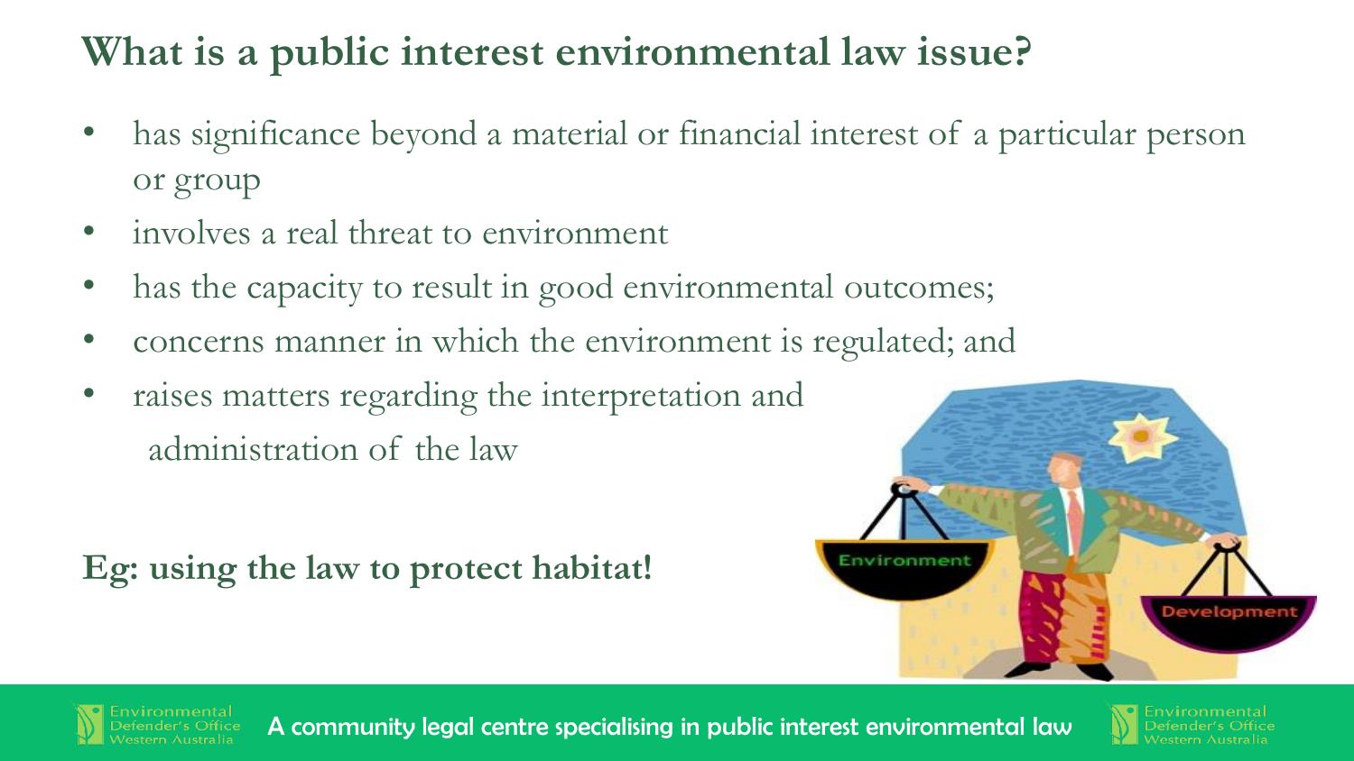# What is a public interest environmental law issue?

- has significance beyond a material or financial interest of a particular person or group
- involves a real threat to environment
- has the capacity to result in good environmental outcomes;
- concerns manner in which the environment is regulated; and
- raises matters regarding the interpretation and administration of the law

**Eg: using the law to protect habitat!**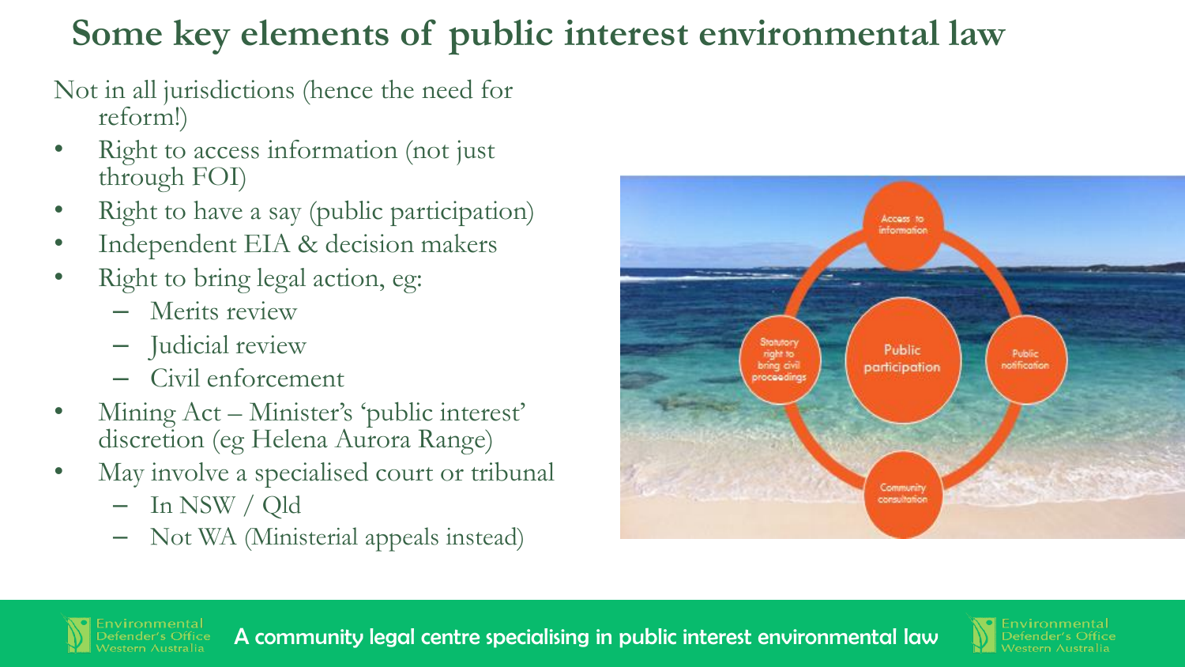# Some key elements of public interest environmental law

Not in all jurisdictions (hence the need for reform!)

- Right to access information (not just through FOI)
- Right to have a say (public participation)
- Independent EIA & decision makers
- Right to bring legal action, eg:
  - Merits review
  - Judicial review
  - Civil enforcement
- Mining Act – Minister's 'public interest' discretion (eg Helena Aurora Range)
- May involve a specialised court or tribunal
  - In NSW / Qld
  - Not WA (Ministerial appeals instead)

Access to information

Statutory right to bring civil proceedings

Public participation

Public notification

Community consultation

A community legal centre specialising in public interest environmental law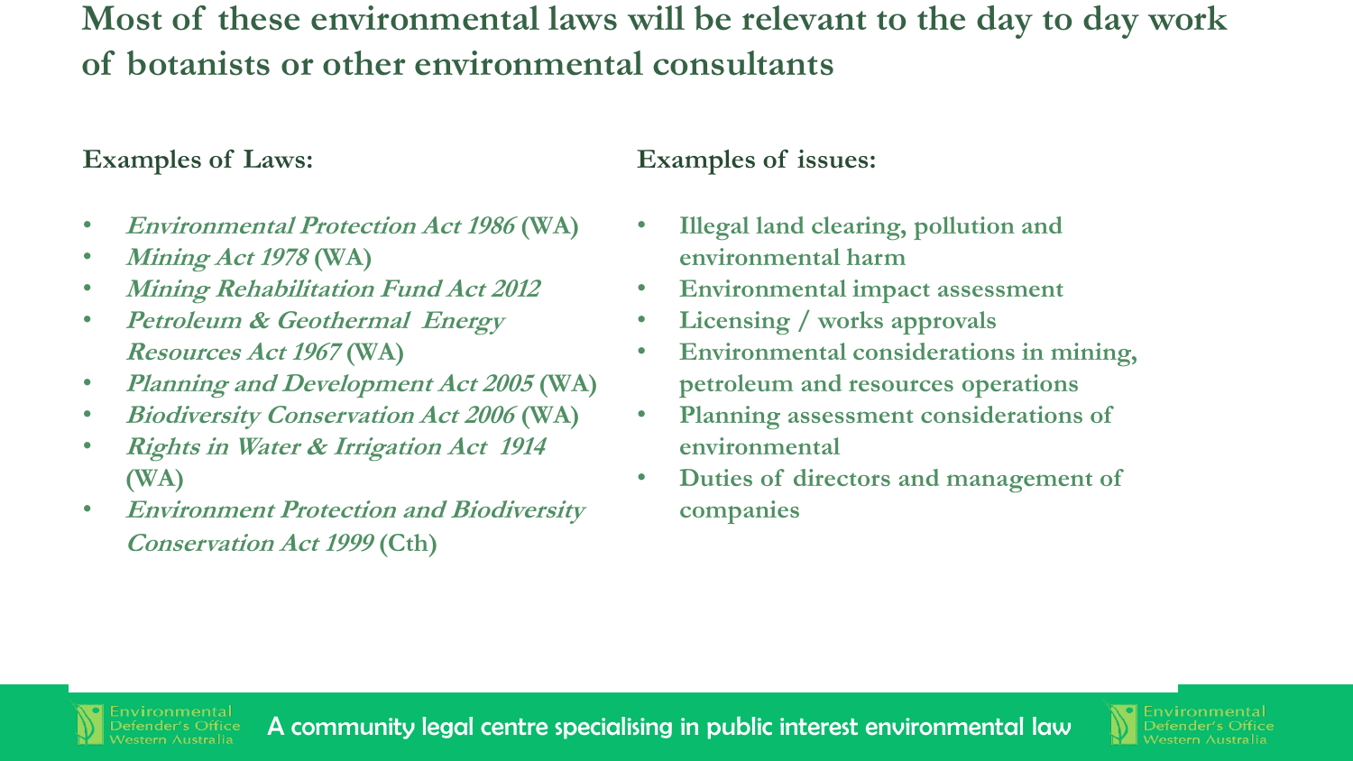# Most of these environmental laws will be relevant to the day to day work of botanists or other environmental consultants

**Examples of Laws:**

- ***Environmental Protection Act 1986* (WA)**
- ***Mining Act 1978* (WA)**
- ***Mining Rehabilitation Fund Act 2012***
- ***Petroleum & Geothermal Energy Resources Act 1967* (WA)**
- ***Planning and Development Act 2005* (WA)**
- ***Biodiversity Conservation Act 2006* (WA)**
- ***Rights in Water & Irrigation Act 1914* (WA)**
- ***Environment Protection and Biodiversity Conservation Act 1999* (Cth)**

**Examples of issues:**

- **Illegal land clearing, pollution and environmental harm**
- **Environmental impact assessment**
- **Licensing / works approvals**
- **Environmental considerations in mining, petroleum and resources operations**
- **Planning assessment considerations of environmental**
- **Duties of directors and management of companies**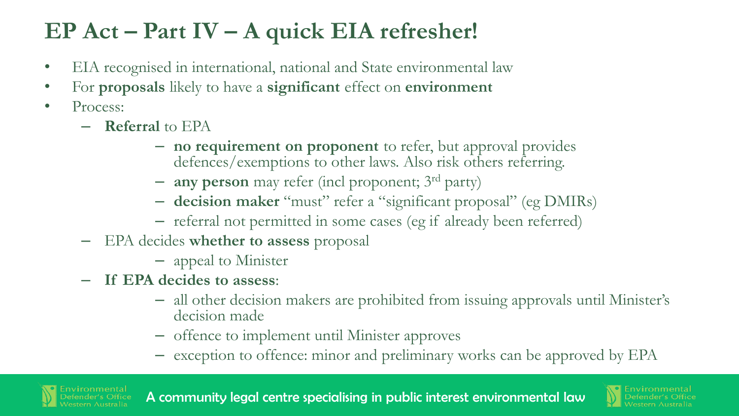# EP Act – Part IV – A quick EIA refresher!

- EIA recognised in international, national and State environmental law
- For **proposals** likely to have a **significant** effect on **environment**
- Process:
  - **Referral** to EPA
    - **no requirement on proponent** to refer, but approval provides defences/exemptions to other laws. Also risk others referring.
    - **any person** may refer (incl proponent; 3rd party)
    - **decision maker** "must" refer a "significant proposal" (eg DMIRs)
    - referral not permitted in some cases (eg if already been referred)
  - EPA decides **whether to assess** proposal
    - appeal to Minister
  - **If EPA decides to assess**:
    - all other decision makers are prohibited from issuing approvals until Minister's decision made
    - offence to implement until Minister approves
    - exception to offence: minor and preliminary works can be approved by EPA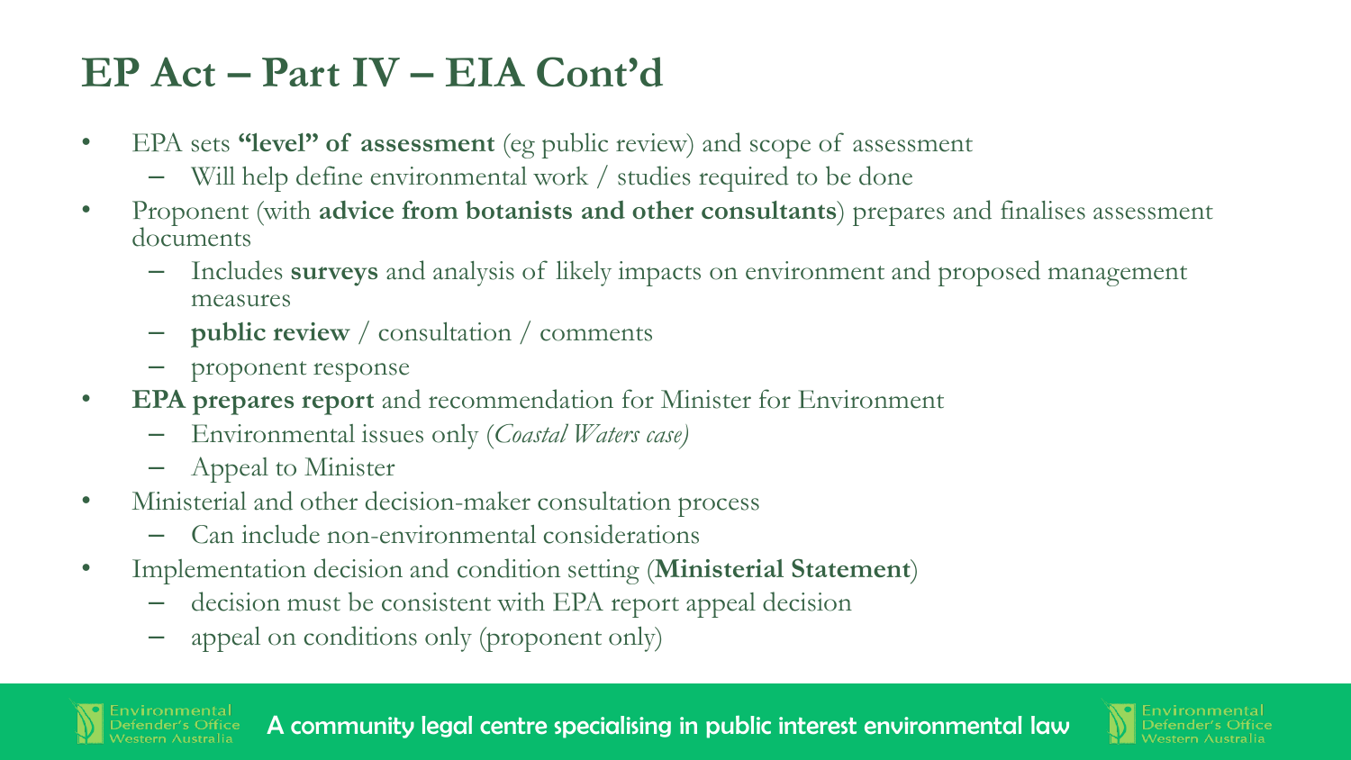# EP Act – Part IV – EIA Cont'd

- EPA sets **"level" of assessment** (eg public review) and scope of assessment
  - Will help define environmental work / studies required to be done
- Proponent (with **advice from botanists and other consultants**) prepares and finalises assessment documents
  - Includes **surveys** and analysis of likely impacts on environment and proposed management measures
  - **public review** / consultation / comments
  - proponent response
- **EPA prepares report** and recommendation for Minister for Environment
  - Environmental issues only (*Coastal Waters case)*
  - Appeal to Minister
- Ministerial and other decision-maker consultation process
  - Can include non-environmental considerations
- Implementation decision and condition setting (**Ministerial Statement**)
  - decision must be consistent with EPA report appeal decision
  - appeal on conditions only (proponent only)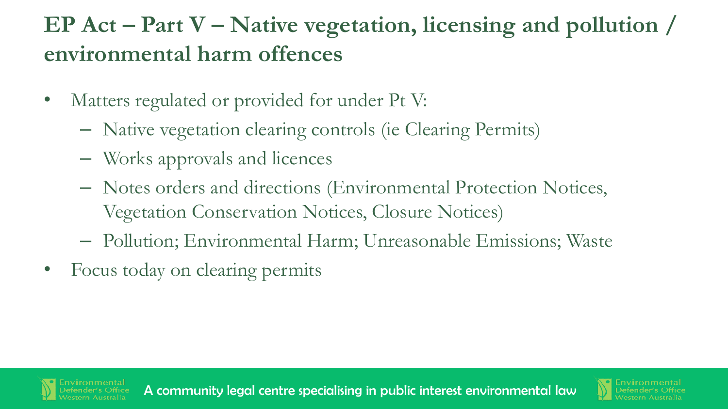# EP Act – Part V – Native vegetation, licensing and pollution / environmental harm offences

- Matters regulated or provided for under Pt V:
  - Native vegetation clearing controls (ie Clearing Permits)
  - Works approvals and licences
  - Notes orders and directions (Environmental Protection Notices, Vegetation Conservation Notices, Closure Notices)
  - Pollution; Environmental Harm; Unreasonable Emissions; Waste
- Focus today on clearing permits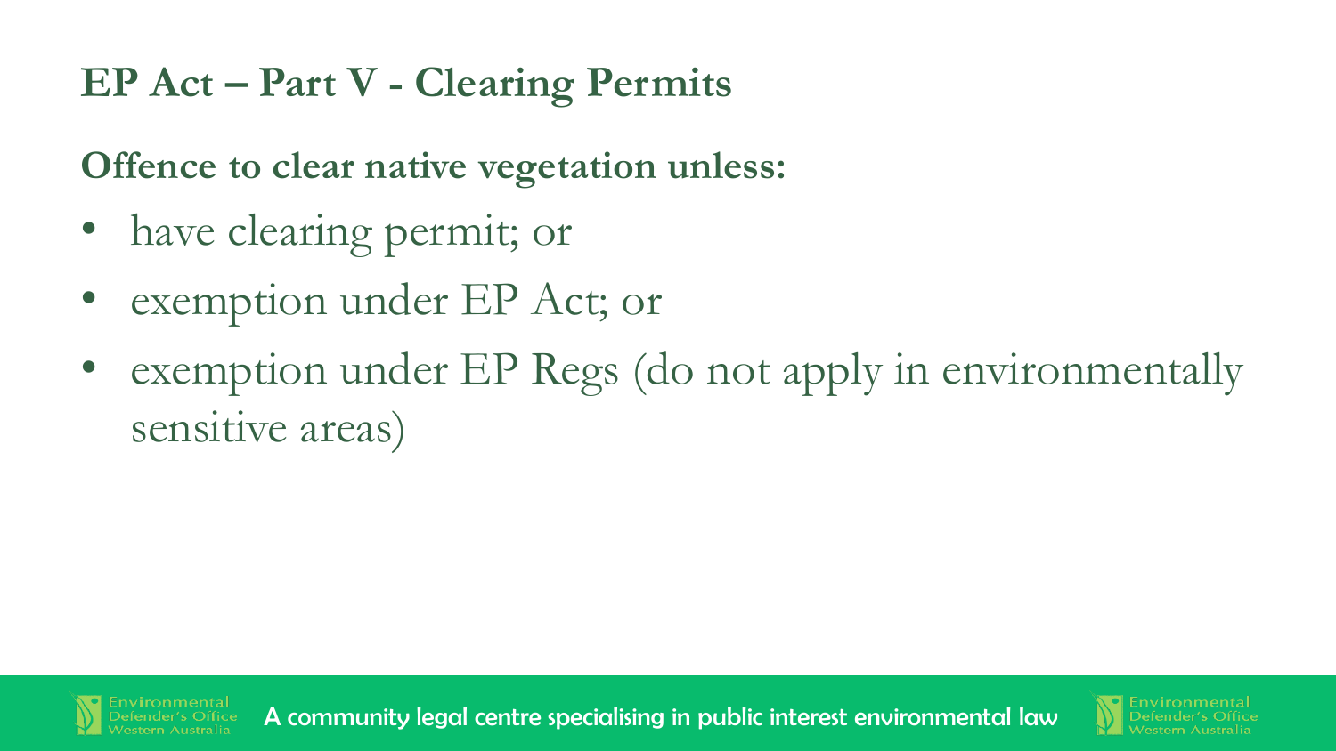# EP Act – Part V - Clearing Permits

**Offence to clear native vegetation unless:**

- have clearing permit; or
- exemption under EP Act; or
- exemption under EP Regs (do not apply in environmentally sensitive areas)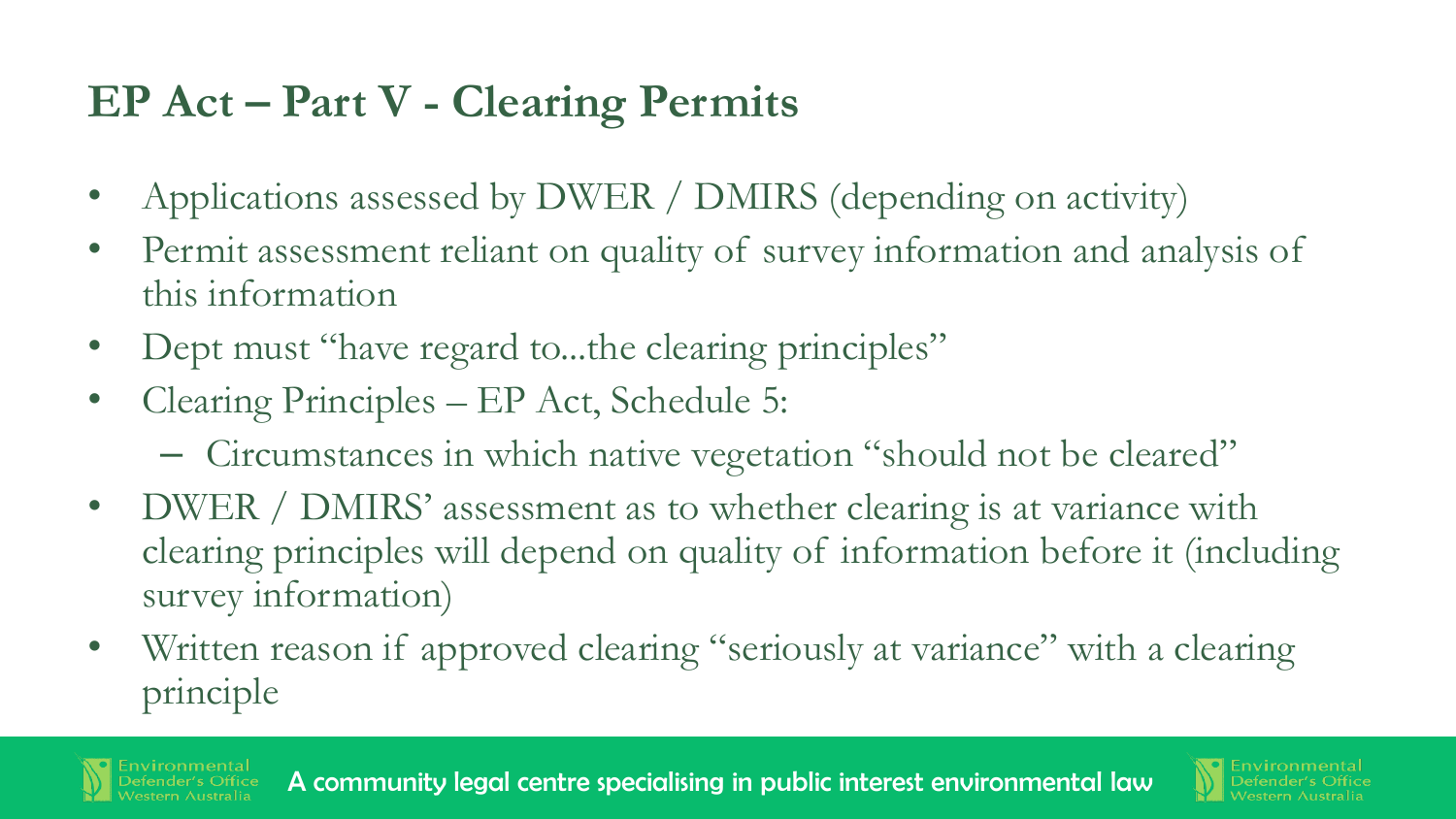## EP Act – Part V - Clearing Permits

- Applications assessed by DWER / DMIRS (depending on activity)
- Permit assessment reliant on quality of survey information and analysis of this information
- Dept must "have regard to...the clearing principles"
- Clearing Principles – EP Act, Schedule 5:
  - Circumstances in which native vegetation "should not be cleared"
- DWER / DMIRS' assessment as to whether clearing is at variance with clearing principles will depend on quality of information before it (including survey information)
- Written reason if approved clearing "seriously at variance" with a clearing principle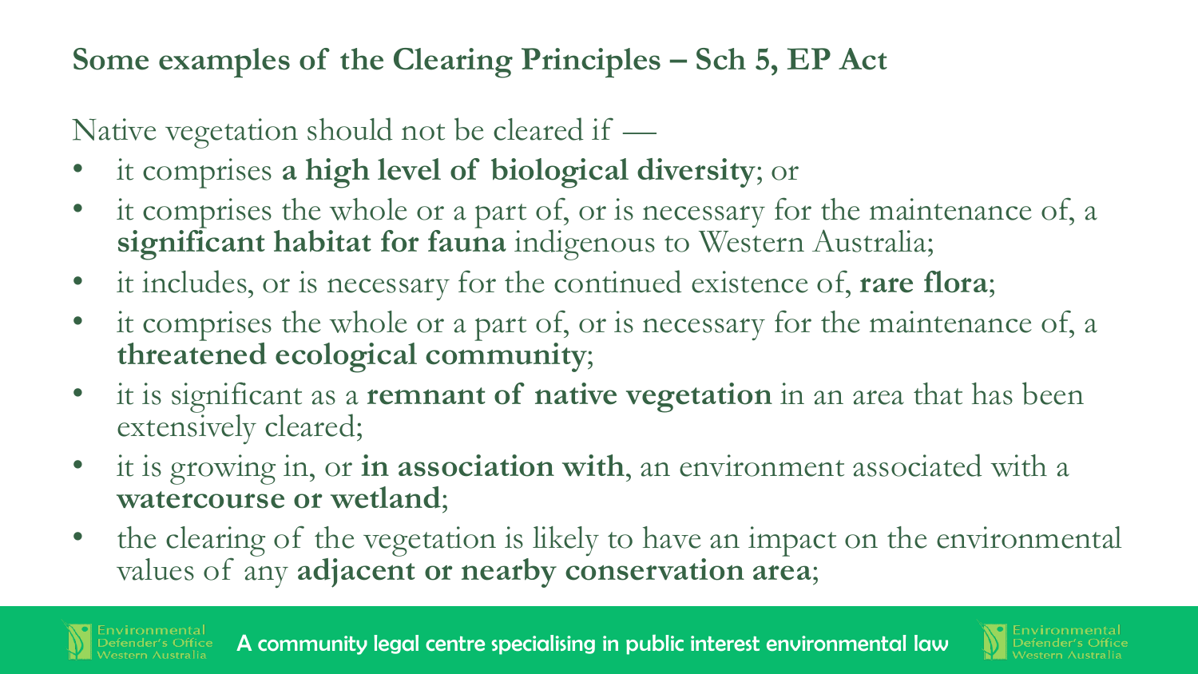## Some examples of the Clearing Principles – Sch 5, EP Act

Native vegetation should not be cleared if —

- it comprises **a high level of biological diversity**; or
- it comprises the whole or a part of, or is necessary for the maintenance of, a **significant habitat for fauna** indigenous to Western Australia;
- it includes, or is necessary for the continued existence of, **rare flora**;
- it comprises the whole or a part of, or is necessary for the maintenance of, a **threatened ecological community**;
- it is significant as a **remnant of native vegetation** in an area that has been extensively cleared;
- it is growing in, or **in association with**, an environment associated with a **watercourse or wetland**;
- the clearing of the vegetation is likely to have an impact on the environmental values of any **adjacent or nearby conservation area**;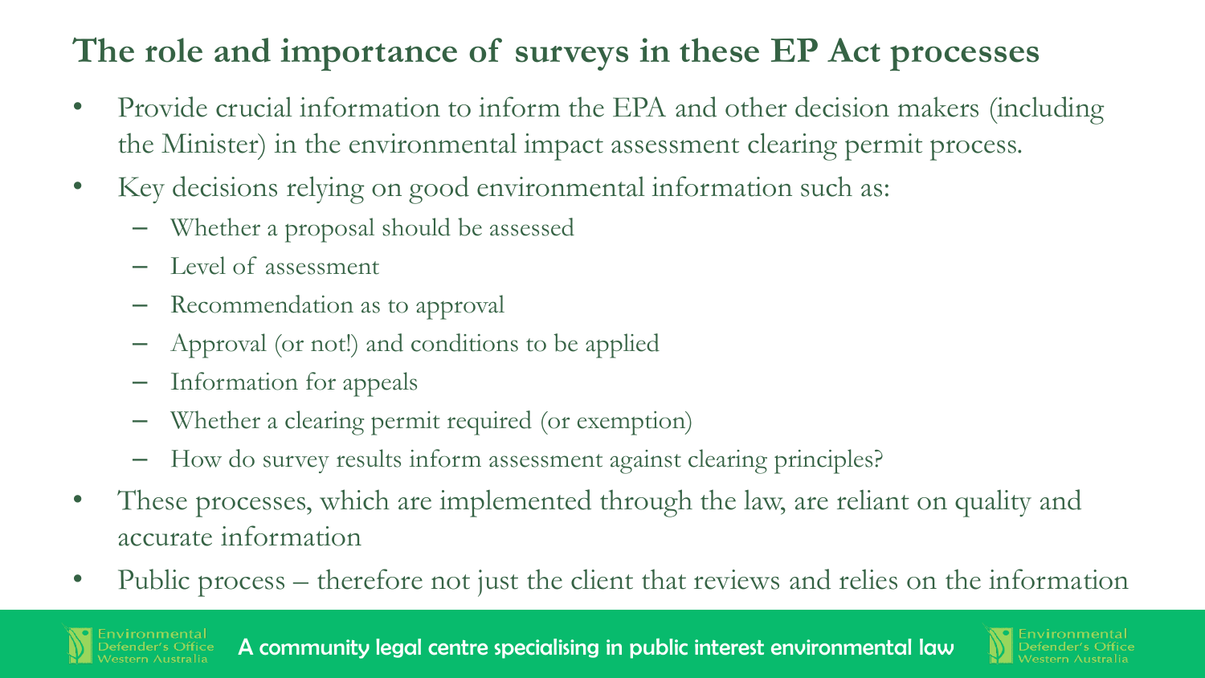# The role and importance of surveys in these EP Act processes

- Provide crucial information to inform the EPA and other decision makers (including the Minister) in the environmental impact assessment clearing permit process.
- Key decisions relying on good environmental information such as:
  - Whether a proposal should be assessed
  - Level of assessment
  - Recommendation as to approval
  - Approval (or not!) and conditions to be applied
  - Information for appeals
  - Whether a clearing permit required (or exemption)
  - How do survey results inform assessment against clearing principles?
- These processes, which are implemented through the law, are reliant on quality and accurate information
- Public process – therefore not just the client that reviews and relies on the information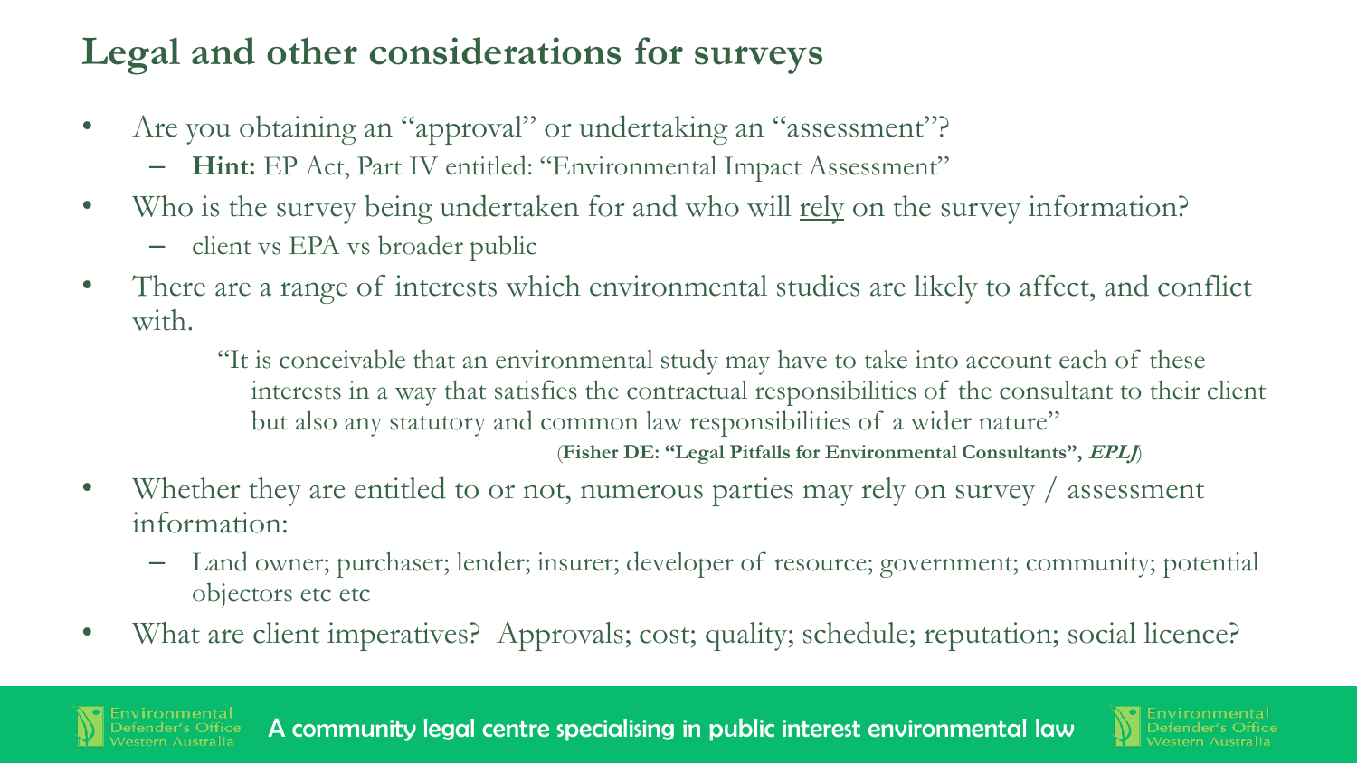## Legal and other considerations for surveys

- Are you obtaining an "approval" or undertaking an "assessment"?
  - **Hint:** EP Act, Part IV entitled: "Environmental Impact Assessment"
- Who is the survey being undertaken for and who will <u>rely</u> on the survey information?
  - client vs EPA vs broader public
- There are a range of interests which environmental studies are likely to affect, and conflict with.

  > "It is conceivable that an environmental study may have to take into account each of these interests in a way that satisfies the contractual responsibilities of the consultant to their client but also any statutory and common law responsibilities of a wider nature"
  >
  > (**Fisher DE: "Legal Pitfalls for Environmental Consultants", *EPLJ***)

- Whether they are entitled to or not, numerous parties may rely on survey / assessment information:
  - Land owner; purchaser; lender; insurer; developer of resource; government; community; potential objectors etc etc
- What are client imperatives? Approvals; cost; quality; schedule; reputation; social licence?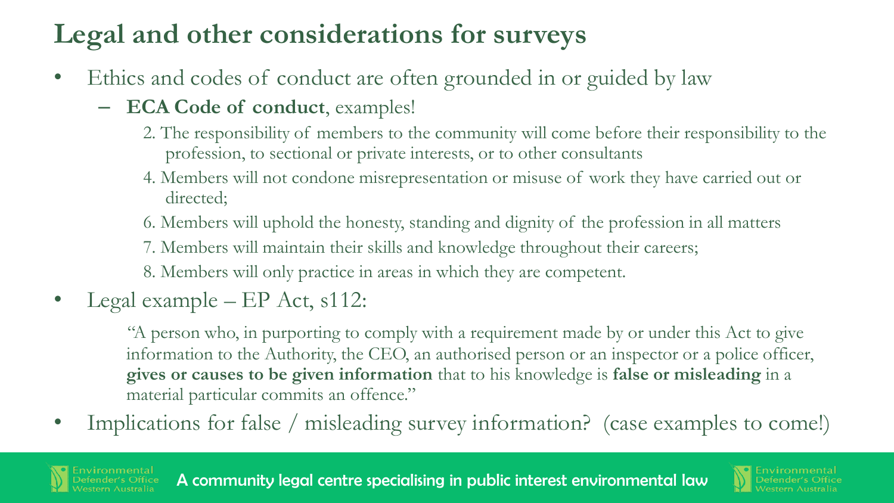# Legal and other considerations for surveys

- Ethics and codes of conduct are often grounded in or guided by law
  - **ECA Code of conduct**, examples!

    2. The responsibility of members to the community will come before their responsibility to the profession, to sectional or private interests, or to other consultants

    4. Members will not condone misrepresentation or misuse of work they have carried out or directed;

    6. Members will uphold the honesty, standing and dignity of the profession in all matters

    7. Members will maintain their skills and knowledge throughout their careers;

    8. Members will only practice in areas in which they are competent.

- Legal example – EP Act, s112:

  "A person who, in purporting to comply with a requirement made by or under this Act to give information to the Authority, the CEO, an authorised person or an inspector or a police officer, **gives or causes to be given information** that to his knowledge is **false or misleading** in a material particular commits an offence."

- Implications for false / misleading survey information? (case examples to come!)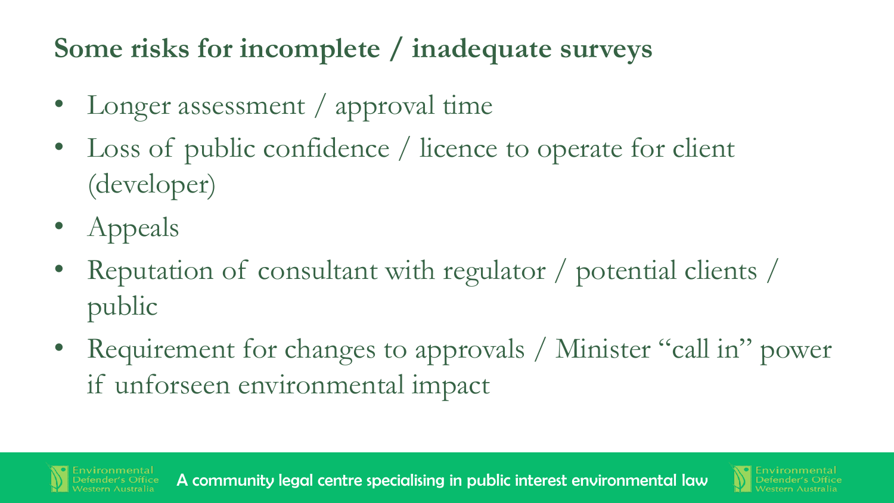## Some risks for incomplete / inadequate surveys

- Longer assessment / approval time
- Loss of public confidence / licence to operate for client (developer)
- Appeals
- Reputation of consultant with regulator / potential clients / public
- Requirement for changes to approvals / Minister "call in" power if unforseen environmental impact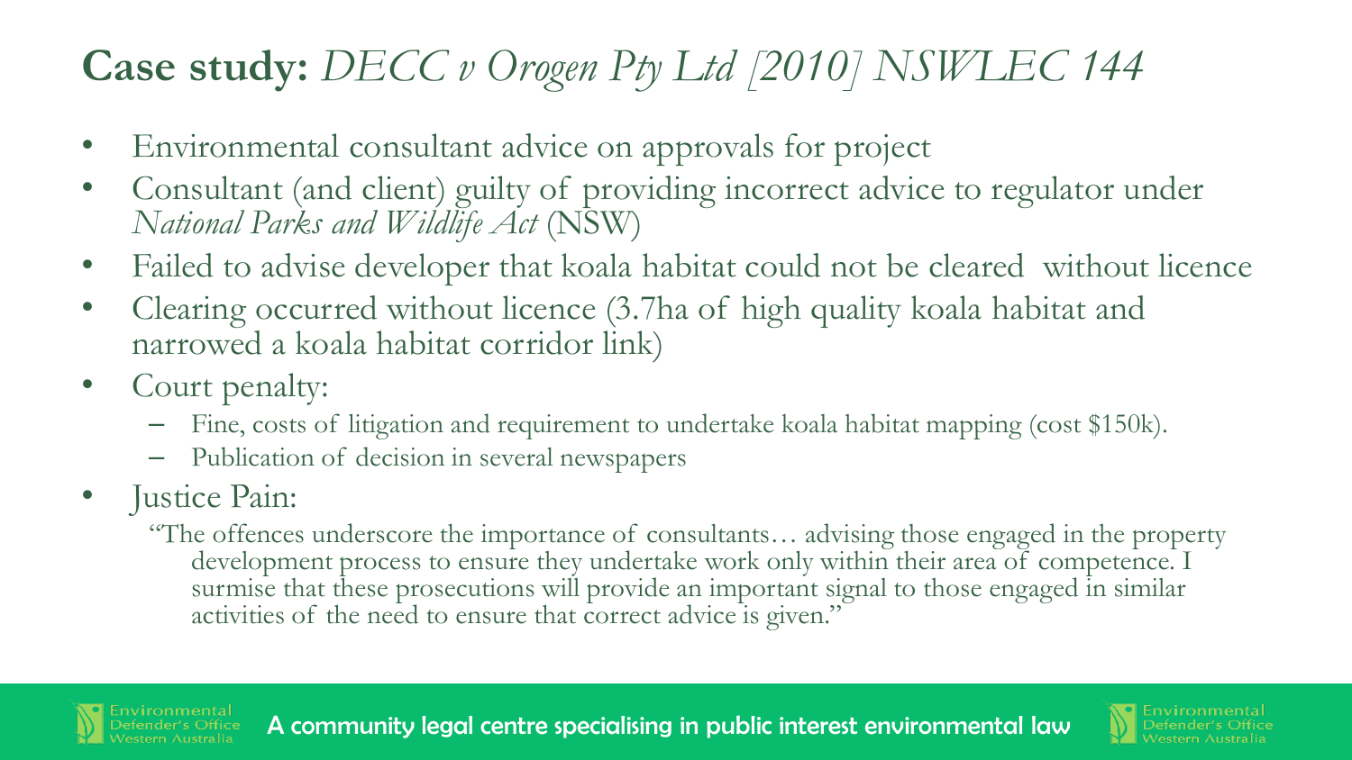# **Case study:** *DECC v Orogen Pty Ltd [2010] NSWLEC 144*

- Environmental consultant advice on approvals for project
- Consultant (and client) guilty of providing incorrect advice to regulator under *National Parks and Wildlife Act* (NSW)
- Failed to advise developer that koala habitat could not be cleared without licence
- Clearing occurred without licence (3.7ha of high quality koala habitat and narrowed a koala habitat corridor link)
- Court penalty:
  - Fine, costs of litigation and requirement to undertake koala habitat mapping (cost $150k).
  - Publication of decision in several newspapers
- Justice Pain:

  "The offences underscore the importance of consultants… advising those engaged in the property development process to ensure they undertake work only within their area of competence. I surmise that these prosecutions will provide an important signal to those engaged in similar activities of the need to ensure that correct advice is given."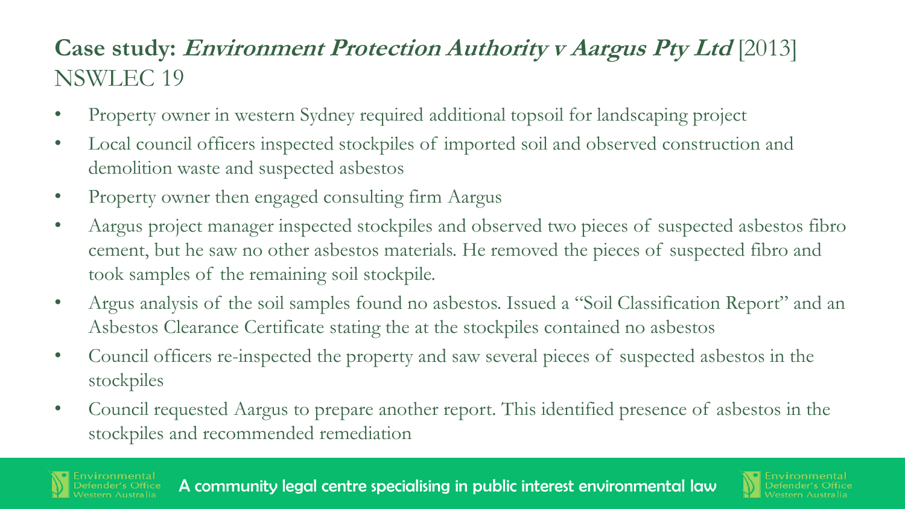## Case study: ***Environment Protection Authority v Aargus Pty Ltd*** [2013] NSWLEC 19

- Property owner in western Sydney required additional topsoil for landscaping project
- Local council officers inspected stockpiles of imported soil and observed construction and demolition waste and suspected asbestos
- Property owner then engaged consulting firm Aargus
- Aargus project manager inspected stockpiles and observed two pieces of suspected asbestos fibro cement, but he saw no other asbestos materials. He removed the pieces of suspected fibro and took samples of the remaining soil stockpile.
- Argus analysis of the soil samples found no asbestos. Issued a "Soil Classification Report" and an Asbestos Clearance Certificate stating the at the stockpiles contained no asbestos
- Council officers re-inspected the property and saw several pieces of suspected asbestos in the stockpiles
- Council requested Aargus to prepare another report. This identified presence of asbestos in the stockpiles and recommended remediation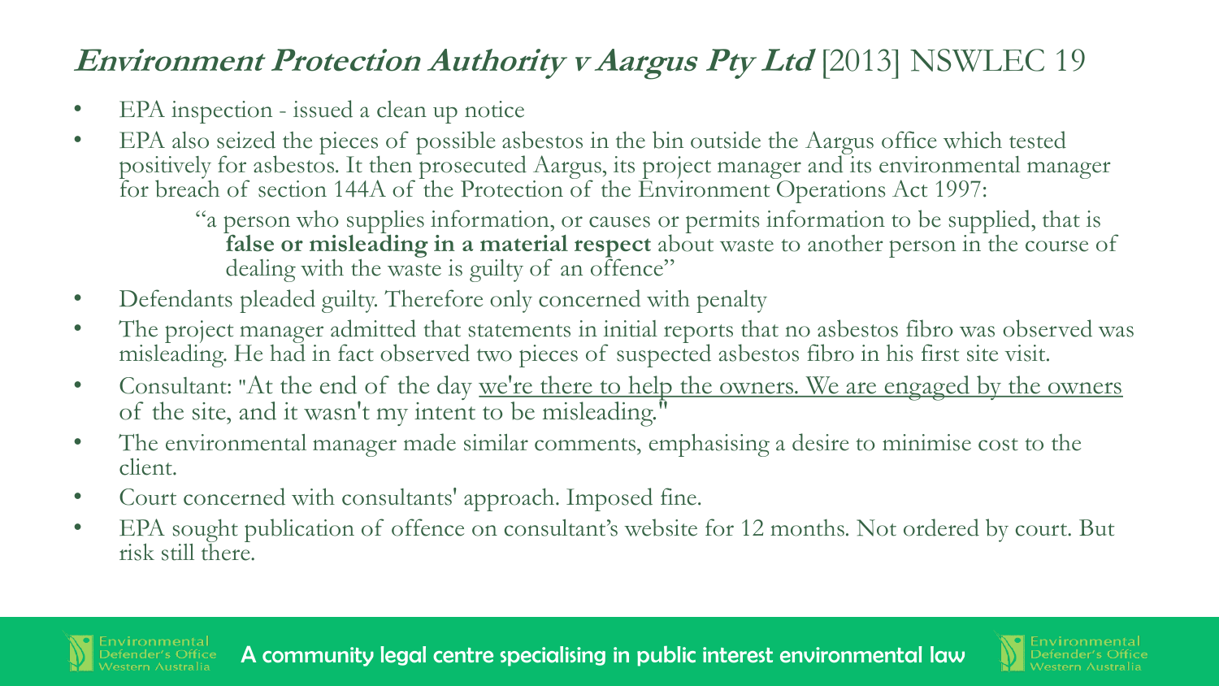## *Environment Protection Authority v Aargus Pty Ltd* [2013] NSWLEC 19

- EPA inspection - issued a clean up notice
- EPA also seized the pieces of possible asbestos in the bin outside the Aargus office which tested positively for asbestos. It then prosecuted Aargus, its project manager and its environmental manager for breach of section 144A of the Protection of the Environment Operations Act 1997:

  > "a person who supplies information, or causes or permits information to be supplied, that is **false or misleading in a material respect** about waste to another person in the course of dealing with the waste is guilty of an offence"

- Defendants pleaded guilty. Therefore only concerned with penalty
- The project manager admitted that statements in initial reports that no asbestos fibro was observed was misleading. He had in fact observed two pieces of suspected asbestos fibro in his first site visit.
- Consultant: "At the end of the day we're there to help the owners. We are engaged by the owners of the site, and it wasn't my intent to be misleading."
- The environmental manager made similar comments, emphasising a desire to minimise cost to the client.
- Court concerned with consultants' approach. Imposed fine.
- EPA sought publication of offence on consultant's website for 12 months. Not ordered by court. But risk still there.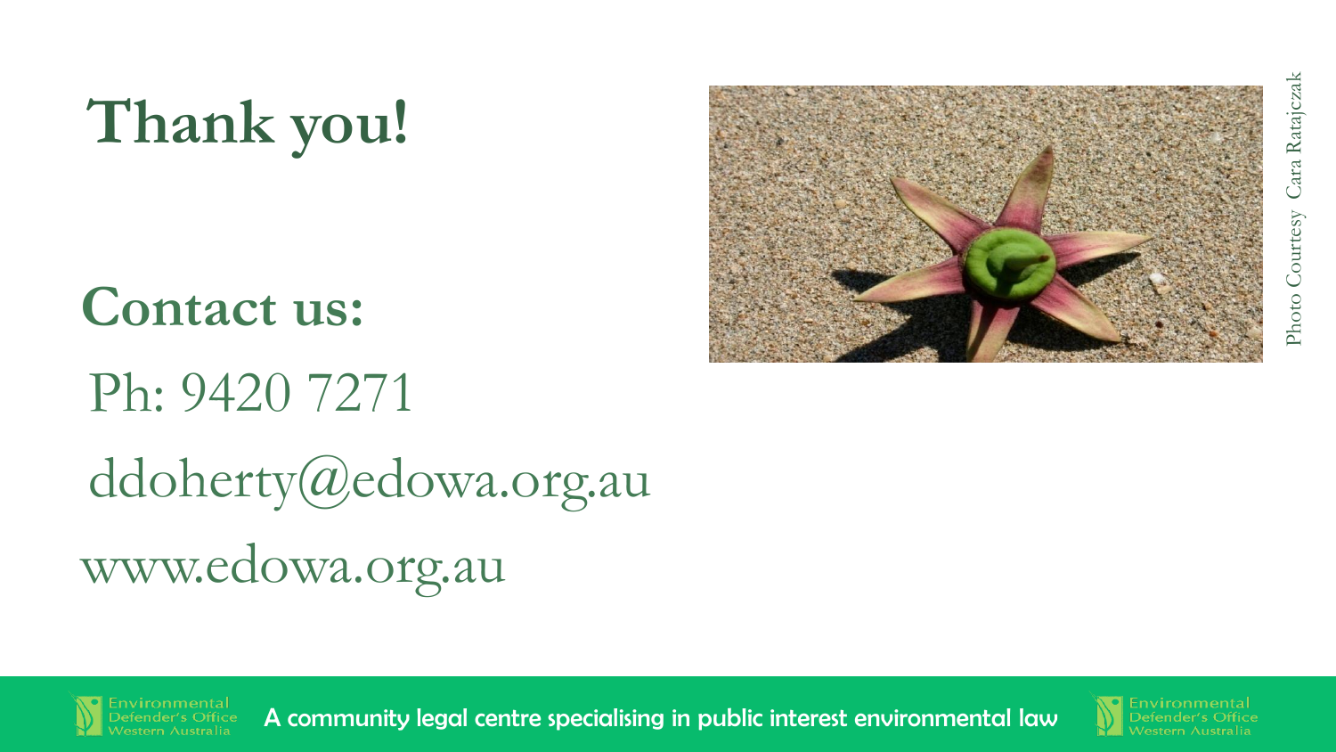# Thank you!

## Contact us:

Ph: 9420 7271

ddoherty@edowa.org.au

www.edowa.org.au

Photo Courtesy Cara Ratajczak

A community legal centre specialising in public interest environmental law